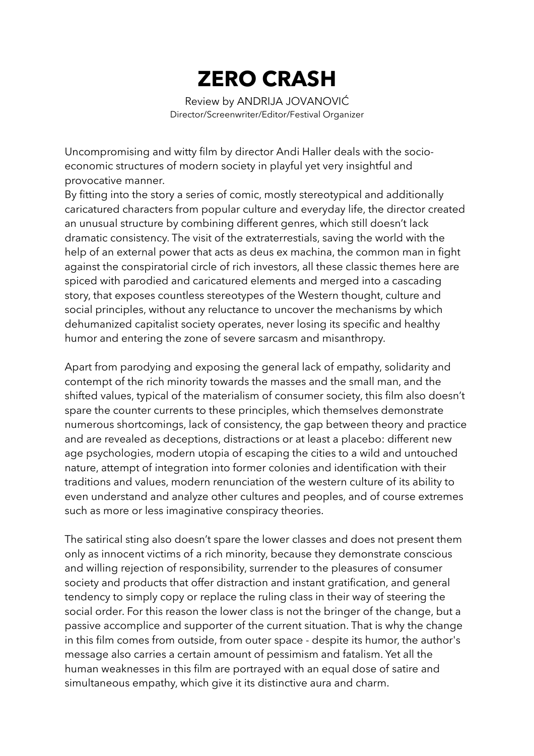# ZERO CRASH

Review by ANDRIJA JOVANOVIĆ
Director/Screenwriter/Editor/Festival Organizer

Uncompromising and witty film by director Andi Haller deals with the socio-economic structures of modern society in playful yet very insightful and provocative manner.
By fitting into the story a series of comic, mostly stereotypical and additionally caricatured characters from popular culture and everyday life, the director created an unusual structure by combining different genres, which still doesn't lack dramatic consistency. The visit of the extraterrestials, saving the world with the help of an external power that acts as deus ex machina, the common man in fight against the conspiratorial circle of rich investors, all these classic themes here are spiced with parodied and caricatured elements and merged into a cascading story, that exposes countless stereotypes of the Western thought, culture and social principles, without any reluctance to uncover the mechanisms by which dehumanized capitalist society operates, never losing its specific and healthy humor and entering the zone of severe sarcasm and misanthropy.

Apart from parodying and exposing the general lack of empathy, solidarity and contempt of the rich minority towards the masses and the small man, and the shifted values, typical of the materialism of consumer society, this film also doesn't spare the counter currents to these principles, which themselves demonstrate numerous shortcomings, lack of consistency, the gap between theory and practice and are revealed as deceptions, distractions or at least a placebo: different new age psychologies, modern utopia of escaping the cities to a wild and untouched nature, attempt of integration into former colonies and identification with their traditions and values, modern renunciation of the western culture of its ability to even understand and analyze other cultures and peoples, and of course extremes such as more or less imaginative conspiracy theories.

The satirical sting also doesn't spare the lower classes and does not present them only as innocent victims of a rich minority, because they demonstrate conscious and willing rejection of responsibility, surrender to the pleasures of consumer society and products that offer distraction and instant gratification, and general tendency to simply copy or replace the ruling class in their way of steering the social order. For this reason the lower class is not the bringer of the change, but a passive accomplice and supporter of the current situation. That is why the change in this film comes from outside, from outer space - despite its humor, the author's message also carries a certain amount of pessimism and fatalism. Yet all the human weaknesses in this film are portrayed with an equal dose of satire and simultaneous empathy, which give it its distinctive aura and charm.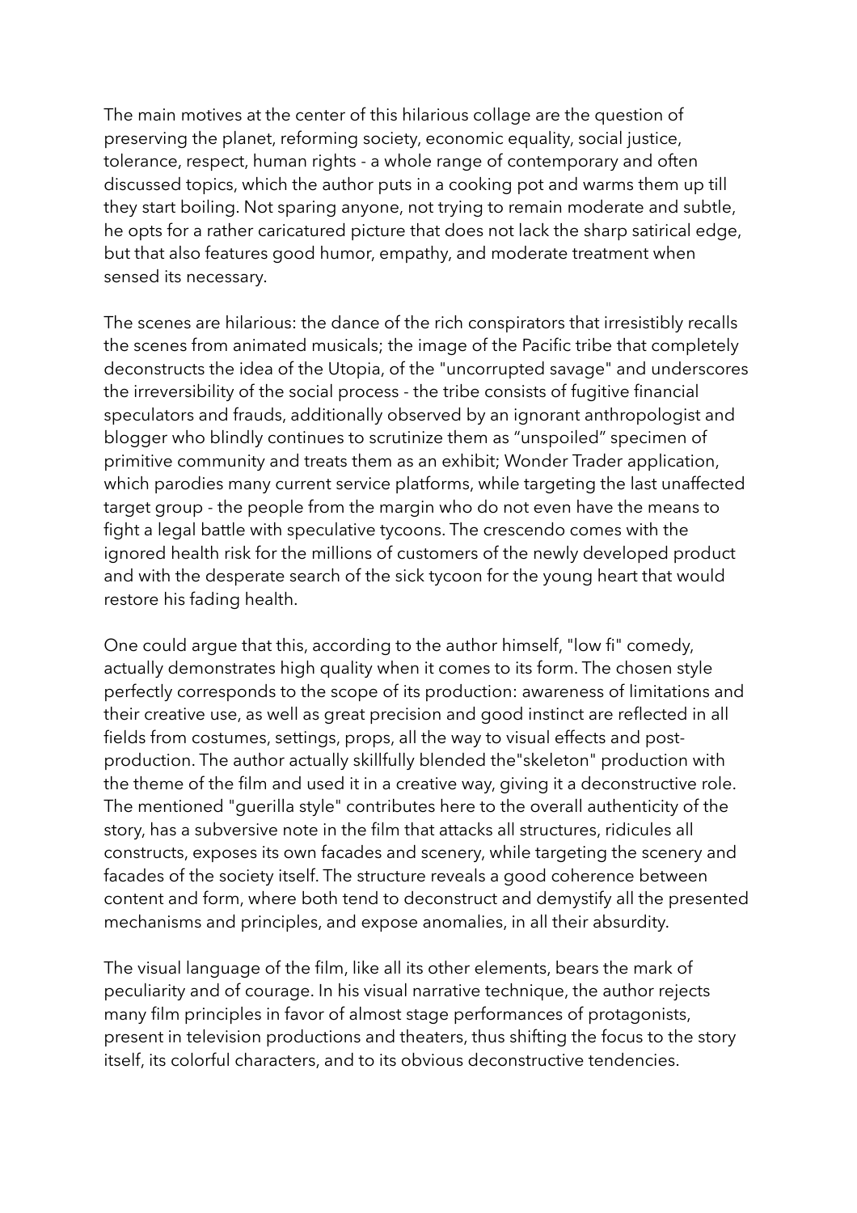The main motives at the center of this hilarious collage are the question of preserving the planet, reforming society, economic equality, social justice, tolerance, respect, human rights - a whole range of contemporary and often discussed topics, which the author puts in a cooking pot and warms them up till they start boiling. Not sparing anyone, not trying to remain moderate and subtle, he opts for a rather caricatured picture that does not lack the sharp satirical edge, but that also features good humor, empathy, and moderate treatment when sensed its necessary.

The scenes are hilarious: the dance of the rich conspirators that irresistibly recalls the scenes from animated musicals; the image of the Pacific tribe that completely deconstructs the idea of the Utopia, of the "uncorrupted savage" and underscores the irreversibility of the social process - the tribe consists of fugitive financial speculators and frauds, additionally observed by an ignorant anthropologist and blogger who blindly continues to scrutinize them as “unspoiled” specimen of primitive community and treats them as an exhibit; Wonder Trader application, which parodies many current service platforms, while targeting the last unaffected target group - the people from the margin who do not even have the means to fight a legal battle with speculative tycoons. The crescendo comes with the ignored health risk for the millions of customers of the newly developed product and with the desperate search of the sick tycoon for the young heart that would restore his fading health.

One could argue that this, according to the author himself, "low fi" comedy, actually demonstrates high quality when it comes to its form. The chosen style perfectly corresponds to the scope of its production: awareness of limitations and their creative use, as well as great precision and good instinct are reflected in all fields from costumes, settings, props, all the way to visual effects and post-production. The author actually skillfully blended the"skeleton" production with the theme of the film and used it in a creative way, giving it a deconstructive role. The mentioned "guerilla style" contributes here to the overall authenticity of the story, has a subversive note in the film that attacks all structures, ridicules all constructs, exposes its own facades and scenery, while targeting the scenery and facades of the society itself. The structure reveals a good coherence between content and form, where both tend to deconstruct and demystify all the presented mechanisms and principles, and expose anomalies, in all their absurdity.

The visual language of the film, like all its other elements, bears the mark of peculiarity and of courage. In his visual narrative technique, the author rejects many film principles in favor of almost stage performances of protagonists, present in television productions and theaters, thus shifting the focus to the story itself, its colorful characters, and to its obvious deconstructive tendencies.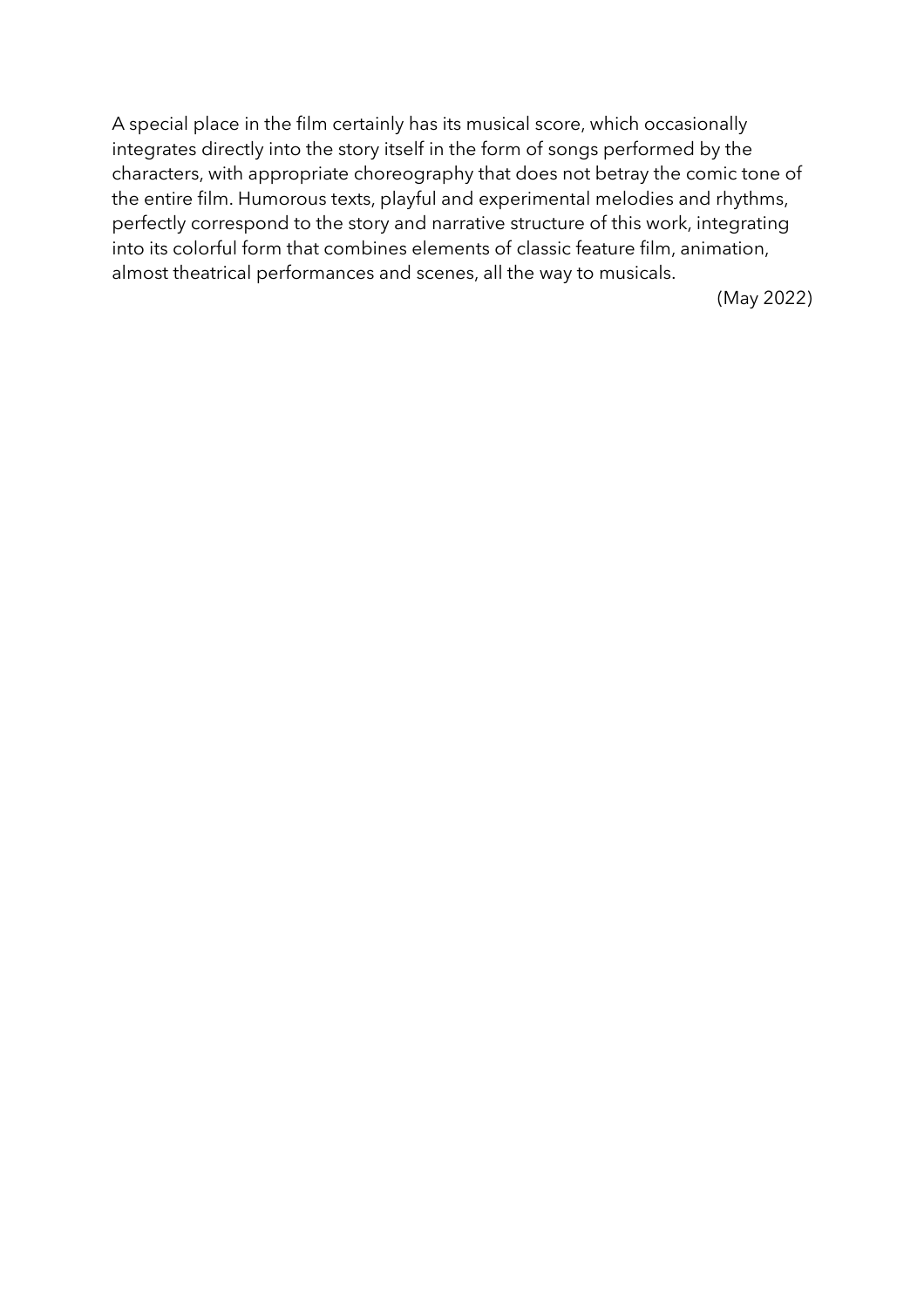A special place in the film certainly has its musical score, which occasionally integrates directly into the story itself in the form of songs performed by the characters, with appropriate choreography that does not betray the comic tone of the entire film. Humorous texts, playful and experimental melodies and rhythms, perfectly correspond to the story and narrative structure of this work, integrating into its colorful form that combines elements of classic feature film, animation, almost theatrical performances and scenes, all the way to musicals.

(May 2022)